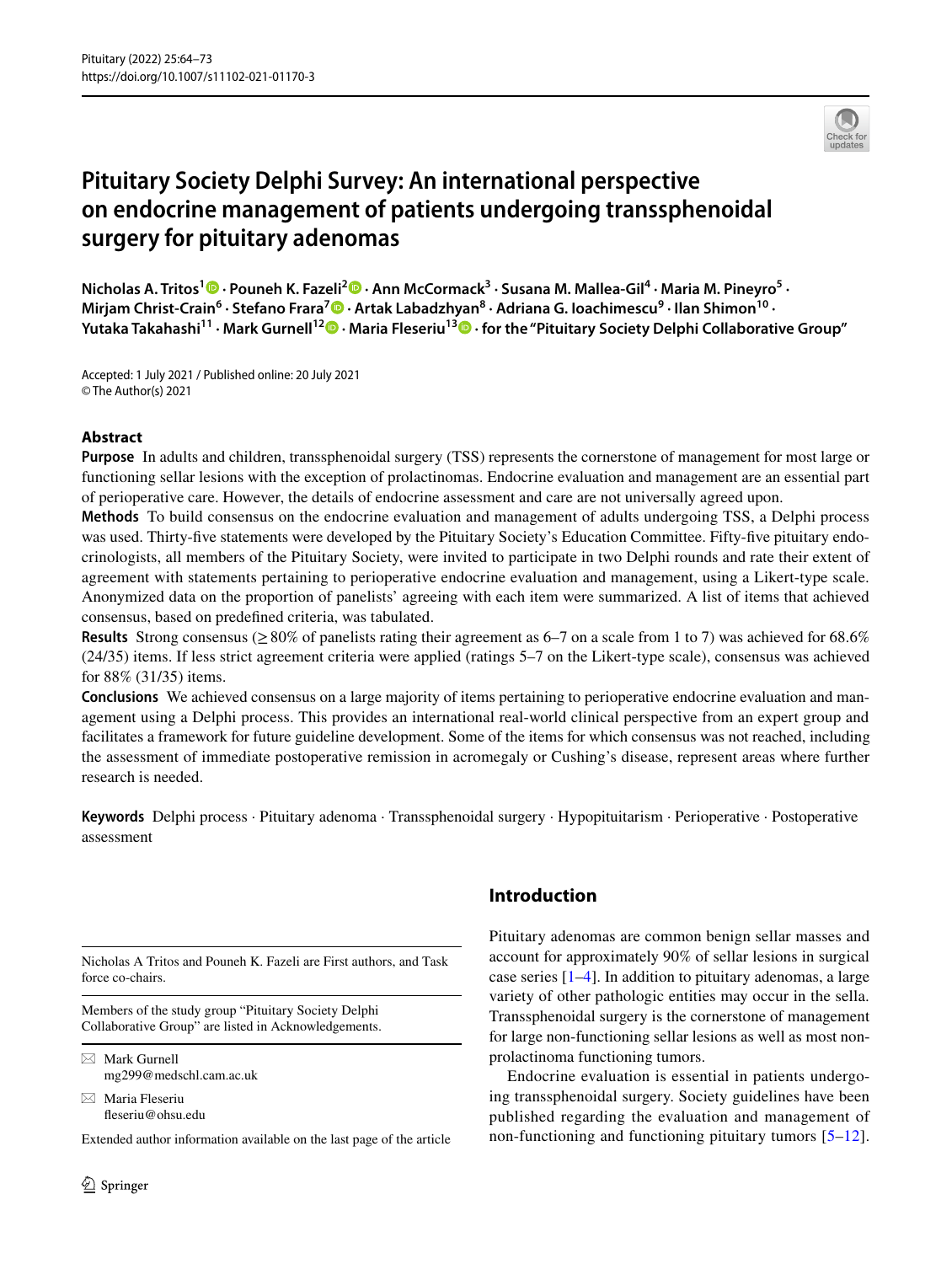# Pituitary Society Delphi Survey: An international perspective on endocrine management of patients undergoing transsphenoidal surgery for pituitary adenomas

**Nicholas A. Tritos[1] · Pouneh K. Fazeli[2] · Ann McCormack[3] · Susana M. Mallea-Gil[4] · Maria M. Pineyro[5] · Mirjam Christ-Crain[6] · Stefano Frara[7] · Artak Labadzhyan[8] · Adriana G. Ioachimescu[9] · Ilan Shimon[10] · Yutaka Takahashi[11] · Mark Gurnell[12] · Maria Fleseriu[13] · for the "Pituitary Society Delphi Collaborative Group"**

Accepted: 1 July 2021 / Published online: 20 July 2021
© The Author(s) 2021

## Abstract

**Purpose** In adults and children, transsphenoidal surgery (TSS) represents the cornerstone of management for most large or functioning sellar lesions with the exception of prolactinomas. Endocrine evaluation and management are an essential part of perioperative care. However, the details of endocrine assessment and care are not universally agreed upon.

**Methods** To build consensus on the endocrine evaluation and management of adults undergoing TSS, a Delphi process was used. Thirty-five statements were developed by the Pituitary Society's Education Committee. Fifty-five pituitary endocrinologists, all members of the Pituitary Society, were invited to participate in two Delphi rounds and rate their extent of agreement with statements pertaining to perioperative endocrine evaluation and management, using a Likert-type scale. Anonymized data on the proportion of panelists' agreeing with each item were summarized. A list of items that achieved consensus, based on predefined criteria, was tabulated.

**Results** Strong consensus (≥ 80% of panelists rating their agreement as 6–7 on a scale from 1 to 7) was achieved for 68.6% (24/35) items. If less strict agreement criteria were applied (ratings 5–7 on the Likert-type scale), consensus was achieved for 88% (31/35) items.

**Conclusions** We achieved consensus on a large majority of items pertaining to perioperative endocrine evaluation and management using a Delphi process. This provides an international real-world clinical perspective from an expert group and facilitates a framework for future guideline development. Some of the items for which consensus was not reached, including the assessment of immediate postoperative remission in acromegaly or Cushing's disease, represent areas where further research is needed.

**Keywords** Delphi process · Pituitary adenoma · Transsphenoidal surgery · Hypopituitarism · Perioperative · Postoperative assessment

Nicholas A Tritos and Pouneh K. Fazeli are First authors, and Task force co-chairs.

Members of the study group "Pituitary Society Delphi Collaborative Group" are listed in Acknowledgements.

✉ Mark Gurnell
mg299@medschl.cam.ac.uk

✉ Maria Fleseriu
fleseriu@ohsu.edu

Extended author information available on the last page of the article

## Introduction

Pituitary adenomas are common benign sellar masses and account for approximately 90% of sellar lesions in surgical case series [1–4]. In addition to pituitary adenomas, a large variety of other pathologic entities may occur in the sella. Transsphenoidal surgery is the cornerstone of management for large non-functioning sellar lesions as well as most non-prolactinoma functioning tumors.

Endocrine evaluation is essential in patients undergoing transsphenoidal surgery. Society guidelines have been published regarding the evaluation and management of non-functioning and functioning pituitary tumors [5–12].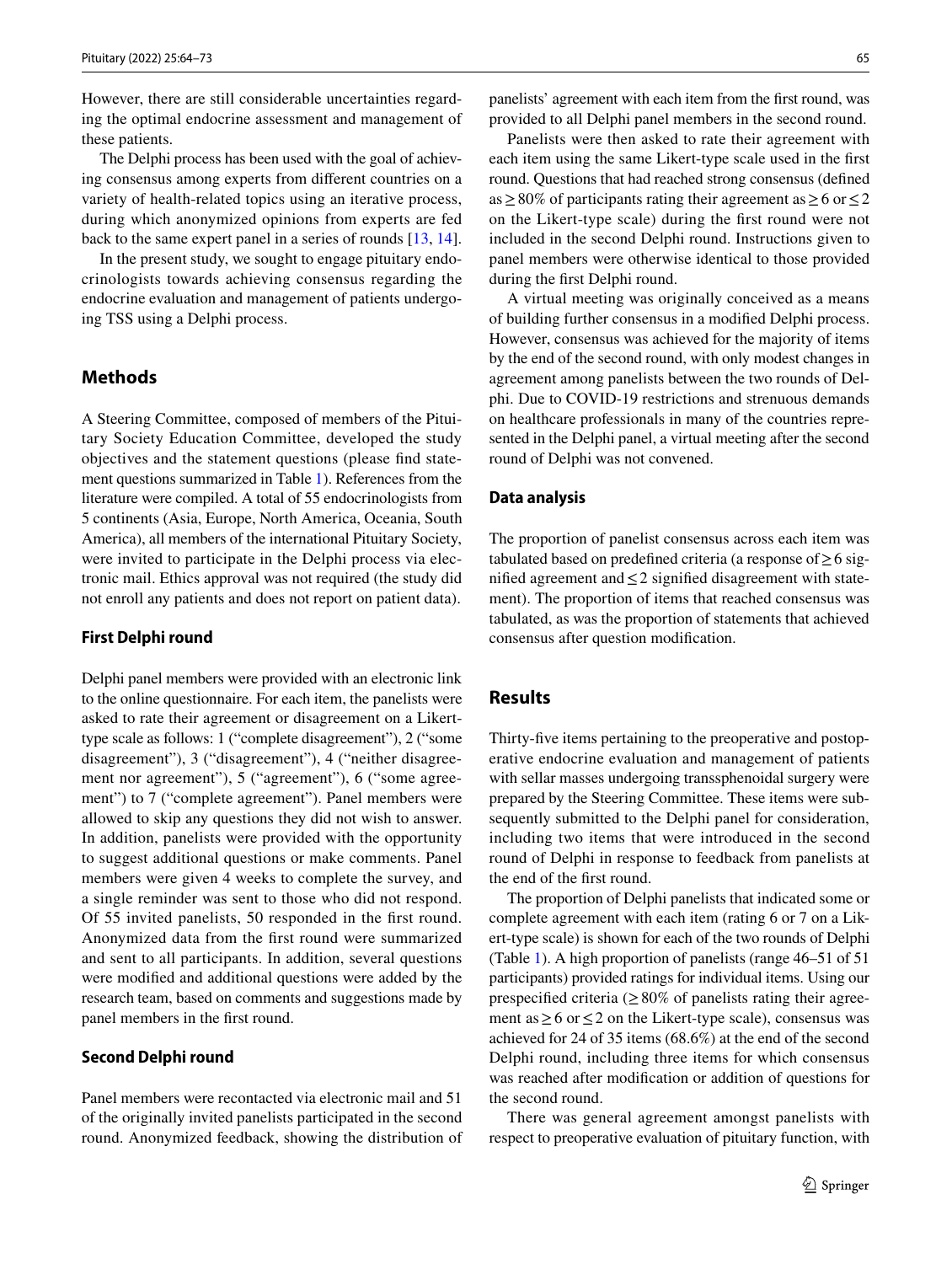However, there are still considerable uncertainties regarding the optimal endocrine assessment and management of these patients.

The Delphi process has been used with the goal of achieving consensus among experts from different countries on a variety of health-related topics using an iterative process, during which anonymized opinions from experts are fed back to the same expert panel in a series of rounds [13, 14].

In the present study, we sought to engage pituitary endocrinologists towards achieving consensus regarding the endocrine evaluation and management of patients undergoing TSS using a Delphi process.

## Methods

A Steering Committee, composed of members of the Pituitary Society Education Committee, developed the study objectives and the statement questions (please find statement questions summarized in Table 1). References from the literature were compiled. A total of 55 endocrinologists from 5 continents (Asia, Europe, North America, Oceania, South America), all members of the international Pituitary Society, were invited to participate in the Delphi process via electronic mail. Ethics approval was not required (the study did not enroll any patients and does not report on patient data).

### First Delphi round

Delphi panel members were provided with an electronic link to the online questionnaire. For each item, the panelists were asked to rate their agreement or disagreement on a Likert-type scale as follows: 1 ("complete disagreement"), 2 ("some disagreement"), 3 ("disagreement"), 4 ("neither disagreement nor agreement"), 5 ("agreement"), 6 ("some agreement") to 7 ("complete agreement"). Panel members were allowed to skip any questions they did not wish to answer. In addition, panelists were provided with the opportunity to suggest additional questions or make comments. Panel members were given 4 weeks to complete the survey, and a single reminder was sent to those who did not respond. Of 55 invited panelists, 50 responded in the first round. Anonymized data from the first round were summarized and sent to all participants. In addition, several questions were modified and additional questions were added by the research team, based on comments and suggestions made by panel members in the first round.

### Second Delphi round

Panel members were recontacted via electronic mail and 51 of the originally invited panelists participated in the second round. Anonymized feedback, showing the distribution of panelists' agreement with each item from the first round, was provided to all Delphi panel members in the second round.

Panelists were then asked to rate their agreement with each item using the same Likert-type scale used in the first round. Questions that had reached strong consensus (defined as $\geq 80\%$ of participants rating their agreement as $\geq 6$ or $\leq 2$ on the Likert-type scale) during the first round were not included in the second Delphi round. Instructions given to panel members were otherwise identical to those provided during the first Delphi round.

A virtual meeting was originally conceived as a means of building further consensus in a modified Delphi process. However, consensus was achieved for the majority of items by the end of the second round, with only modest changes in agreement among panelists between the two rounds of Delphi. Due to COVID-19 restrictions and strenuous demands on healthcare professionals in many of the countries represented in the Delphi panel, a virtual meeting after the second round of Delphi was not convened.

### Data analysis

The proportion of panelist consensus across each item was tabulated based on predefined criteria (a response of $\geq 6$ signified agreement and $\leq 2$ signified disagreement with statement). The proportion of items that reached consensus was tabulated, as was the proportion of statements that achieved consensus after question modification.

## Results

Thirty-five items pertaining to the preoperative and postoperative endocrine evaluation and management of patients with sellar masses undergoing transsphenoidal surgery were prepared by the Steering Committee. These items were subsequently submitted to the Delphi panel for consideration, including two items that were introduced in the second round of Delphi in response to feedback from panelists at the end of the first round.

The proportion of Delphi panelists that indicated some or complete agreement with each item (rating 6 or 7 on a Likert-type scale) is shown for each of the two rounds of Delphi (Table 1). A high proportion of panelists (range 46–51 of 51 participants) provided ratings for individual items. Using our prespecified criteria ($\geq 80\%$ of panelists rating their agreement as $\geq 6$ or $\leq 2$ on the Likert-type scale), consensus was achieved for 24 of 35 items (68.6%) at the end of the second Delphi round, including three items for which consensus was reached after modification or addition of questions for the second round.

There was general agreement amongst panelists with respect to preoperative evaluation of pituitary function, with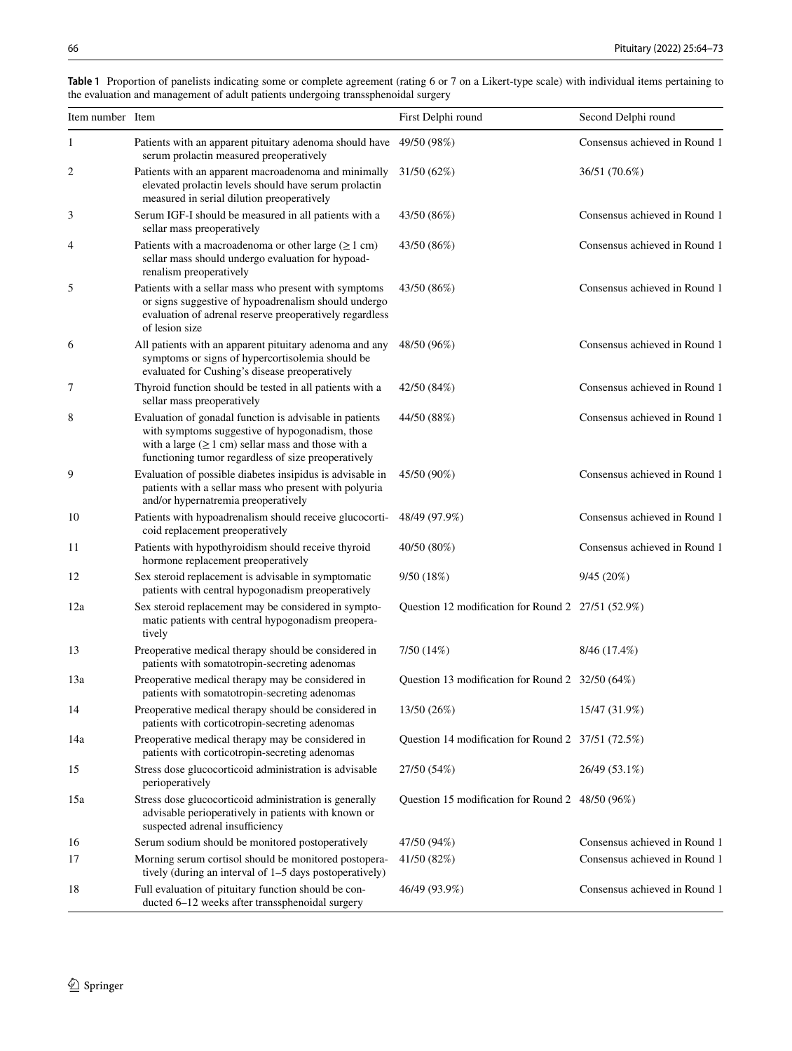**Table 1** Proportion of panelists indicating some or complete agreement (rating 6 or 7 on a Likert-type scale) with individual items pertaining to the evaluation and management of adult patients undergoing transsphenoidal surgery

| Item number | Item | First Delphi round | Second Delphi round |
|---|---|---|---|
| 1 | Patients with an apparent pituitary adenoma should have serum prolactin measured preoperatively | 49/50 (98%) | Consensus achieved in Round 1 |
| 2 | Patients with an apparent macroadenoma and minimally elevated prolactin levels should have serum prolactin measured in serial dilution preoperatively | 31/50 (62%) | 36/51 (70.6%) |
| 3 | Serum IGF-I should be measured in all patients with a sellar mass preoperatively | 43/50 (86%) | Consensus achieved in Round 1 |
| 4 | Patients with a macroadenoma or other large (≥ 1 cm) sellar mass should undergo evaluation for hypoadrenalism preoperatively | 43/50 (86%) | Consensus achieved in Round 1 |
| 5 | Patients with a sellar mass who present with symptoms or signs suggestive of hypoadrenalism should undergo evaluation of adrenal reserve preoperatively regardless of lesion size | 43/50 (86%) | Consensus achieved in Round 1 |
| 6 | All patients with an apparent pituitary adenoma and any symptoms or signs of hypercortisolemia should be evaluated for Cushing's disease preoperatively | 48/50 (96%) | Consensus achieved in Round 1 |
| 7 | Thyroid function should be tested in all patients with a sellar mass preoperatively | 42/50 (84%) | Consensus achieved in Round 1 |
| 8 | Evaluation of gonadal function is advisable in patients with symptoms suggestive of hypogonadism, those with a large (≥ 1 cm) sellar mass and those with a functioning tumor regardless of size preoperatively | 44/50 (88%) | Consensus achieved in Round 1 |
| 9 | Evaluation of possible diabetes insipidus is advisable in patients with a sellar mass who present with polyuria and/or hypernatremia preoperatively | 45/50 (90%) | Consensus achieved in Round 1 |
| 10 | Patients with hypoadrenalism should receive glucocorticoid replacement preoperatively | 48/49 (97.9%) | Consensus achieved in Round 1 |
| 11 | Patients with hypothyroidism should receive thyroid hormone replacement preoperatively | 40/50 (80%) | Consensus achieved in Round 1 |
| 12 | Sex steroid replacement is advisable in symptomatic patients with central hypogonadism preoperatively | 9/50 (18%) | 9/45 (20%) |
| 12a | Sex steroid replacement may be considered in symptomatic patients with central hypogonadism preoperatively | Question 12 modification for Round 2 | 27/51 (52.9%) |
| 13 | Preoperative medical therapy should be considered in patients with somatotropin-secreting adenomas | 7/50 (14%) | 8/46 (17.4%) |
| 13a | Preoperative medical therapy may be considered in patients with somatotropin-secreting adenomas | Question 13 modification for Round 2 | 32/50 (64%) |
| 14 | Preoperative medical therapy should be considered in patients with corticotropin-secreting adenomas | 13/50 (26%) | 15/47 (31.9%) |
| 14a | Preoperative medical therapy may be considered in patients with corticotropin-secreting adenomas | Question 14 modification for Round 2 | 37/51 (72.5%) |
| 15 | Stress dose glucocorticoid administration is advisable perioperatively | 27/50 (54%) | 26/49 (53.1%) |
| 15a | Stress dose glucocorticoid administration is generally advisable perioperatively in patients with known or suspected adrenal insufficiency | Question 15 modification for Round 2 | 48/50 (96%) |
| 16 | Serum sodium should be monitored postoperatively | 47/50 (94%) | Consensus achieved in Round 1 |
| 17 | Morning serum cortisol should be monitored postoperatively (during an interval of 1–5 days postoperatively) | 41/50 (82%) | Consensus achieved in Round 1 |
| 18 | Full evaluation of pituitary function should be conducted 6–12 weeks after transsphenoidal surgery | 46/49 (93.9%) | Consensus achieved in Round 1 |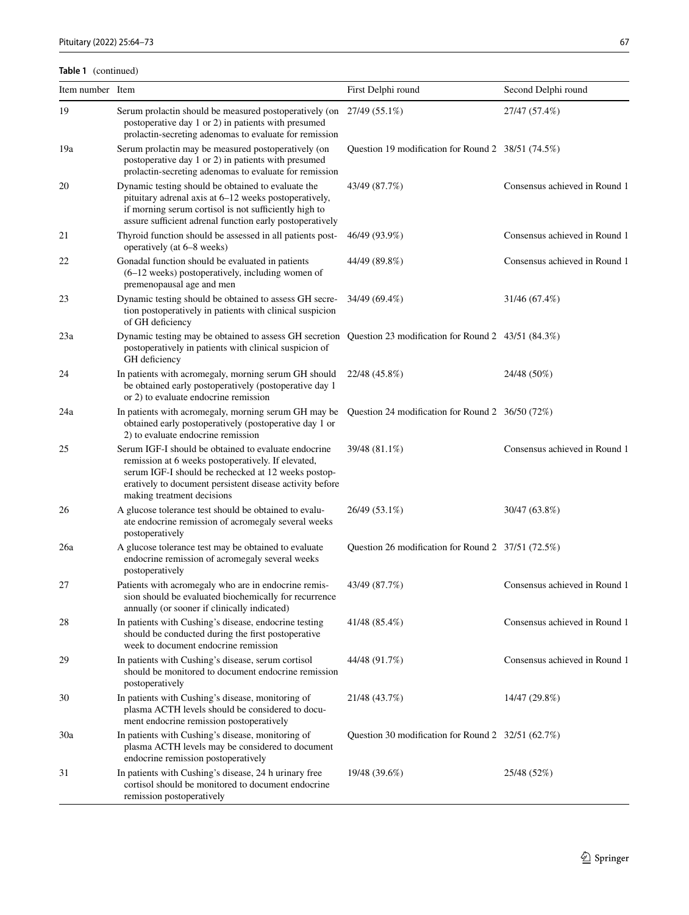**Table 1** (continued)

| Item number | Item | First Delphi round | Second Delphi round |
|---|---|---|---|
| 19 | Serum prolactin should be measured postoperatively (on postoperative day 1 or 2) in patients with presumed prolactin-secreting adenomas to evaluate for remission | 27/49 (55.1%) | 27/47 (57.4%) |
| 19a | Serum prolactin may be measured postoperatively (on postoperative day 1 or 2) in patients with presumed prolactin-secreting adenomas to evaluate for remission | Question 19 modification for Round 2 | 38/51 (74.5%) |
| 20 | Dynamic testing should be obtained to evaluate the pituitary adrenal axis at 6–12 weeks postoperatively, if morning serum cortisol is not sufficiently high to assure sufficient adrenal function early postoperatively | 43/49 (87.7%) | Consensus achieved in Round 1 |
| 21 | Thyroid function should be assessed in all patients postoperatively (at 6–8 weeks) | 46/49 (93.9%) | Consensus achieved in Round 1 |
| 22 | Gonadal function should be evaluated in patients (6–12 weeks) postoperatively, including women of premenopausal age and men | 44/49 (89.8%) | Consensus achieved in Round 1 |
| 23 | Dynamic testing should be obtained to assess GH secretion postoperatively in patients with clinical suspicion of GH deficiency | 34/49 (69.4%) | 31/46 (67.4%) |
| 23a | Dynamic testing may be obtained to assess GH secretion postoperatively in patients with clinical suspicion of GH deficiency | Question 23 modification for Round 2 | 43/51 (84.3%) |
| 24 | In patients with acromegaly, morning serum GH should be obtained early postoperatively (postoperative day 1 or 2) to evaluate endocrine remission | 22/48 (45.8%) | 24/48 (50%) |
| 24a | In patients with acromegaly, morning serum GH may be obtained early postoperatively (postoperative day 1 or 2) to evaluate endocrine remission | Question 24 modification for Round 2 | 36/50 (72%) |
| 25 | Serum IGF-I should be obtained to evaluate endocrine remission at 6 weeks postoperatively. If elevated, serum IGF-I should be rechecked at 12 weeks postoperatively to document persistent disease activity before making treatment decisions | 39/48 (81.1%) | Consensus achieved in Round 1 |
| 26 | A glucose tolerance test should be obtained to evaluate endocrine remission of acromegaly several weeks postoperatively | 26/49 (53.1%) | 30/47 (63.8%) |
| 26a | A glucose tolerance test may be obtained to evaluate endocrine remission of acromegaly several weeks postoperatively | Question 26 modification for Round 2 | 37/51 (72.5%) |
| 27 | Patients with acromegaly who are in endocrine remission should be evaluated biochemically for recurrence annually (or sooner if clinically indicated) | 43/49 (87.7%) | Consensus achieved in Round 1 |
| 28 | In patients with Cushing's disease, endocrine testing should be conducted during the first postoperative week to document endocrine remission | 41/48 (85.4%) | Consensus achieved in Round 1 |
| 29 | In patients with Cushing's disease, serum cortisol should be monitored to document endocrine remission postoperatively | 44/48 (91.7%) | Consensus achieved in Round 1 |
| 30 | In patients with Cushing's disease, monitoring of plasma ACTH levels should be considered to document endocrine remission postoperatively | 21/48 (43.7%) | 14/47 (29.8%) |
| 30a | In patients with Cushing's disease, monitoring of plasma ACTH levels may be considered to document endocrine remission postoperatively | Question 30 modification for Round 2 | 32/51 (62.7%) |
| 31 | In patients with Cushing's disease, 24 h urinary free cortisol should be monitored to document endocrine remission postoperatively | 19/48 (39.6%) | 25/48 (52%) |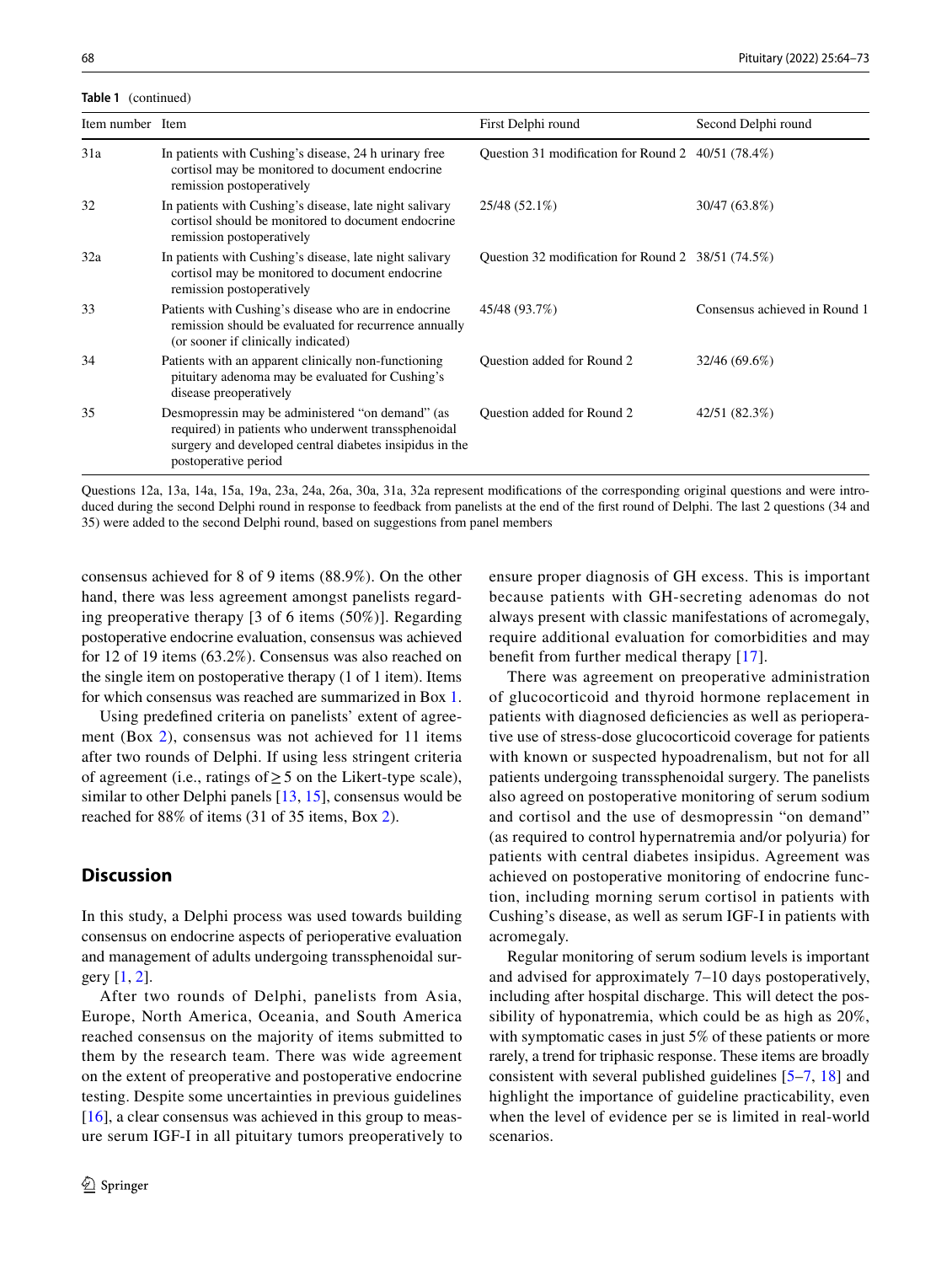**Table 1** (continued)

| Item number | Item | First Delphi round | Second Delphi round |
|---|---|---|---|
| 31a | In patients with Cushing's disease, 24 h urinary free cortisol may be monitored to document endocrine remission postoperatively | Question 31 modification for Round 2 | 40/51 (78.4%) |
| 32 | In patients with Cushing's disease, late night salivary cortisol should be monitored to document endocrine remission postoperatively | 25/48 (52.1%) | 30/47 (63.8%) |
| 32a | In patients with Cushing's disease, late night salivary cortisol may be monitored to document endocrine remission postoperatively | Question 32 modification for Round 2 | 38/51 (74.5%) |
| 33 | Patients with Cushing's disease who are in endocrine remission should be evaluated for recurrence annually (or sooner if clinically indicated) | 45/48 (93.7%) | Consensus achieved in Round 1 |
| 34 | Patients with an apparent clinically non-functioning pituitary adenoma may be evaluated for Cushing's disease preoperatively | Question added for Round 2 | 32/46 (69.6%) |
| 35 | Desmopressin may be administered "on demand" (as required) in patients who underwent transsphenoidal surgery and developed central diabetes insipidus in the postoperative period | Question added for Round 2 | 42/51 (82.3%) |

Questions 12a, 13a, 14a, 15a, 19a, 23a, 24a, 26a, 30a, 31a, 32a represent modifications of the corresponding original questions and were introduced during the second Delphi round in response to feedback from panelists at the end of the first round of Delphi. The last 2 questions (34 and 35) were added to the second Delphi round, based on suggestions from panel members

consensus achieved for 8 of 9 items (88.9%). On the other hand, there was less agreement amongst panelists regarding preoperative therapy [3 of 6 items (50%)]. Regarding postoperative endocrine evaluation, consensus was achieved for 12 of 19 items (63.2%). Consensus was also reached on the single item on postoperative therapy (1 of 1 item). Items for which consensus was reached are summarized in Box 1.

Using predefined criteria on panelists' extent of agreement (Box 2), consensus was not achieved for 11 items after two rounds of Delphi. If using less stringent criteria of agreement (i.e., ratings of $\geq 5$ on the Likert-type scale), similar to other Delphi panels [13, 15], consensus would be reached for 88% of items (31 of 35 items, Box 2).

## Discussion

In this study, a Delphi process was used towards building consensus on endocrine aspects of perioperative evaluation and management of adults undergoing transsphenoidal surgery [1, 2].

After two rounds of Delphi, panelists from Asia, Europe, North America, Oceania, and South America reached consensus on the majority of items submitted to them by the research team. There was wide agreement on the extent of preoperative and postoperative endocrine testing. Despite some uncertainties in previous guidelines [16], a clear consensus was achieved in this group to measure serum IGF-I in all pituitary tumors preoperatively to ensure proper diagnosis of GH excess. This is important because patients with GH-secreting adenomas do not always present with classic manifestations of acromegaly, require additional evaluation for comorbidities and may benefit from further medical therapy [17].

There was agreement on preoperative administration of glucocorticoid and thyroid hormone replacement in patients with diagnosed deficiencies as well as perioperative use of stress-dose glucocorticoid coverage for patients with known or suspected hypoadrenalism, but not for all patients undergoing transsphenoidal surgery. The panelists also agreed on postoperative monitoring of serum sodium and cortisol and the use of desmopressin "on demand" (as required to control hypernatremia and/or polyuria) for patients with central diabetes insipidus. Agreement was achieved on postoperative monitoring of endocrine function, including morning serum cortisol in patients with Cushing's disease, as well as serum IGF-I in patients with acromegaly.

Regular monitoring of serum sodium levels is important and advised for approximately 7–10 days postoperatively, including after hospital discharge. This will detect the possibility of hyponatremia, which could be as high as 20%, with symptomatic cases in just 5% of these patients or more rarely, a trend for triphasic response. These items are broadly consistent with several published guidelines [5–7, 18] and highlight the importance of guideline practicability, even when the level of evidence per se is limited in real-world scenarios.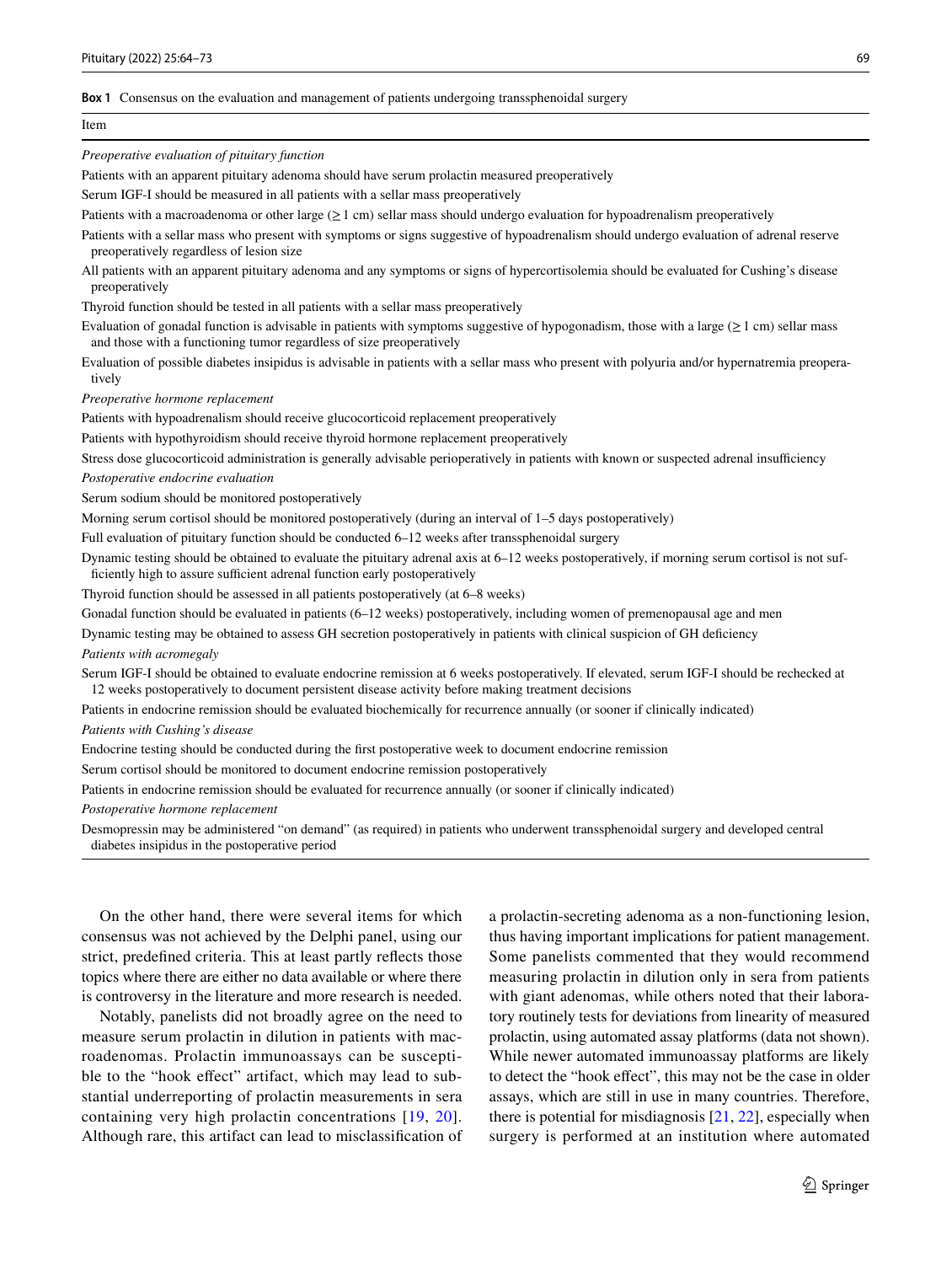**Box 1** Consensus on the evaluation and management of patients undergoing transsphenoidal surgery

| Item |
|---|
| *Preoperative evaluation of pituitary function* |
| Patients with an apparent pituitary adenoma should have serum prolactin measured preoperatively |
| Serum IGF-I should be measured in all patients with a sellar mass preoperatively |
| Patients with a macroadenoma or other large (≥ 1 cm) sellar mass should undergo evaluation for hypoadrenalism preoperatively |
| Patients with a sellar mass who present with symptoms or signs suggestive of hypoadrenalism should undergo evaluation of adrenal reserve preoperatively regardless of lesion size |
| All patients with an apparent pituitary adenoma and any symptoms or signs of hypercortisolemia should be evaluated for Cushing's disease preoperatively |
| Thyroid function should be tested in all patients with a sellar mass preoperatively |
| Evaluation of gonadal function is advisable in patients with symptoms suggestive of hypogonadism, those with a large (≥ 1 cm) sellar mass and those with a functioning tumor regardless of size preoperatively |
| Evaluation of possible diabetes insipidus is advisable in patients with a sellar mass who present with polyuria and/or hypernatremia preoperatively |
| *Preoperative hormone replacement* |
| Patients with hypoadrenalism should receive glucocorticoid replacement preoperatively |
| Patients with hypothyroidism should receive thyroid hormone replacement preoperatively |
| Stress dose glucocorticoid administration is generally advisable perioperatively in patients with known or suspected adrenal insufficiency |
| *Postoperative endocrine evaluation* |
| Serum sodium should be monitored postoperatively |
| Morning serum cortisol should be monitored postoperatively (during an interval of 1–5 days postoperatively) |
| Full evaluation of pituitary function should be conducted 6–12 weeks after transsphenoidal surgery |
| Dynamic testing should be obtained to evaluate the pituitary adrenal axis at 6–12 weeks postoperatively, if morning serum cortisol is not sufficiently high to assure sufficient adrenal function early postoperatively |
| Thyroid function should be assessed in all patients postoperatively (at 6–8 weeks) |
| Gonadal function should be evaluated in patients (6–12 weeks) postoperatively, including women of premenopausal age and men |
| Dynamic testing may be obtained to assess GH secretion postoperatively in patients with clinical suspicion of GH deficiency |
| *Patients with acromegaly* |
| Serum IGF-I should be obtained to evaluate endocrine remission at 6 weeks postoperatively. If elevated, serum IGF-I should be rechecked at 12 weeks postoperatively to document persistent disease activity before making treatment decisions |
| Patients in endocrine remission should be evaluated biochemically for recurrence annually (or sooner if clinically indicated) |
| *Patients with Cushing's disease* |
| Endocrine testing should be conducted during the first postoperative week to document endocrine remission |
| Serum cortisol should be monitored to document endocrine remission postoperatively |
| Patients in endocrine remission should be evaluated for recurrence annually (or sooner if clinically indicated) |
| *Postoperative hormone replacement* |
| Desmopressin may be administered "on demand" (as required) in patients who underwent transsphenoidal surgery and developed central diabetes insipidus in the postoperative period |

On the other hand, there were several items for which consensus was not achieved by the Delphi panel, using our strict, predefined criteria. This at least partly reflects those topics where there are either no data available or where there is controversy in the literature and more research is needed.

Notably, panelists did not broadly agree on the need to measure serum prolactin in dilution in patients with macroadenomas. Prolactin immunoassays can be susceptible to the "hook effect" artifact, which may lead to substantial underreporting of prolactin measurements in sera containing very high prolactin concentrations [19, 20]. Although rare, this artifact can lead to misclassification of a prolactin-secreting adenoma as a non-functioning lesion, thus having important implications for patient management. Some panelists commented that they would recommend measuring prolactin in dilution only in sera from patients with giant adenomas, while others noted that their laboratory routinely tests for deviations from linearity of measured prolactin, using automated assay platforms (data not shown). While newer automated immunoassay platforms are likely to detect the "hook effect", this may not be the case in older assays, which are still in use in many countries. Therefore, there is potential for misdiagnosis [21, 22], especially when surgery is performed at an institution where automated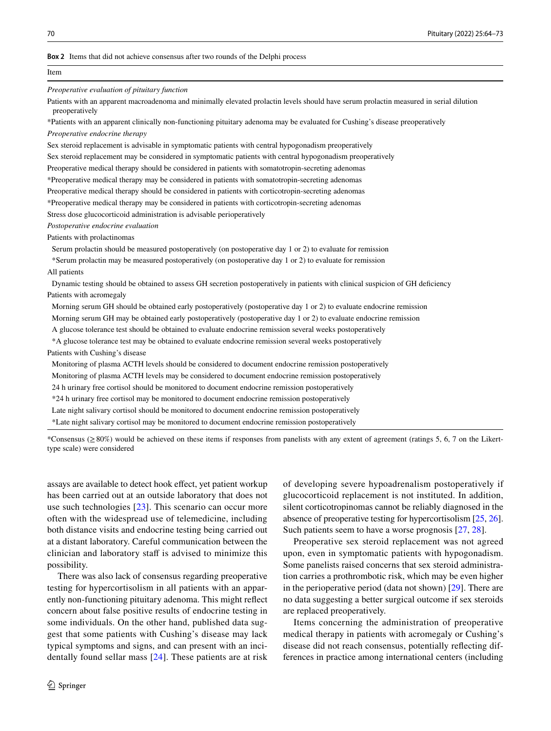**Box 2** Items that did not achieve consensus after two rounds of the Delphi process

| Item |
|---|
| *Preoperative evaluation of pituitary function* |
| Patients with an apparent macroadenoma and minimally elevated prolactin levels should have serum prolactin measured in serial dilution preoperatively |
| *Patients with an apparent clinically non-functioning pituitary adenoma may be evaluated for Cushing's disease preoperatively |
| *Preoperative endocrine therapy* |
| Sex steroid replacement is advisable in symptomatic patients with central hypogonadism preoperatively |
| Sex steroid replacement may be considered in symptomatic patients with central hypogonadism preoperatively |
| Preoperative medical therapy should be considered in patients with somatotropin-secreting adenomas |
| *Preoperative medical therapy may be considered in patients with somatotropin-secreting adenomas |
| Preoperative medical therapy should be considered in patients with corticotropin-secreting adenomas |
| *Preoperative medical therapy may be considered in patients with corticotropin-secreting adenomas |
| Stress dose glucocorticoid administration is advisable perioperatively |
| *Postoperative endocrine evaluation* |
| Patients with prolactinomas |
| Serum prolactin should be measured postoperatively (on postoperative day 1 or 2) to evaluate for remission |
| *Serum prolactin may be measured postoperatively (on postoperative day 1 or 2) to evaluate for remission |
| All patients |
| Dynamic testing should be obtained to assess GH secretion postoperatively in patients with clinical suspicion of GH deficiency |
| Patients with acromegaly |
| Morning serum GH should be obtained early postoperatively (postoperative day 1 or 2) to evaluate endocrine remission |
| Morning serum GH may be obtained early postoperatively (postoperative day 1 or 2) to evaluate endocrine remission |
| A glucose tolerance test should be obtained to evaluate endocrine remission several weeks postoperatively |
| *A glucose tolerance test may be obtained to evaluate endocrine remission several weeks postoperatively |
| Patients with Cushing's disease |
| Monitoring of plasma ACTH levels should be considered to document endocrine remission postoperatively |
| Monitoring of plasma ACTH levels may be considered to document endocrine remission postoperatively |
| 24 h urinary free cortisol should be monitored to document endocrine remission postoperatively |
| *24 h urinary free cortisol may be monitored to document endocrine remission postoperatively |
| Late night salivary cortisol should be monitored to document endocrine remission postoperatively |
| *Late night salivary cortisol may be monitored to document endocrine remission postoperatively |

*Consensus ($\geq$80%) would be achieved on these items if responses from panelists with any extent of agreement (ratings 5, 6, 7 on the Likert-type scale) were considered

assays are available to detect hook effect, yet patient workup has been carried out at an outside laboratory that does not use such technologies [23]. This scenario can occur more often with the widespread use of telemedicine, including both distance visits and endocrine testing being carried out at a distant laboratory. Careful communication between the clinician and laboratory staff is advised to minimize this possibility.

There was also lack of consensus regarding preoperative testing for hypercortisolism in all patients with an apparently non-functioning pituitary adenoma. This might reflect concern about false positive results of endocrine testing in some individuals. On the other hand, published data suggest that some patients with Cushing's disease may lack typical symptoms and signs, and can present with an incidentally found sellar mass [24]. These patients are at risk of developing severe hypoadrenalism postoperatively if glucocorticoid replacement is not instituted. In addition, silent corticotropinomas cannot be reliably diagnosed in the absence of preoperative testing for hypercortisolism [25, 26]. Such patients seem to have a worse prognosis [27, 28].

Preoperative sex steroid replacement was not agreed upon, even in symptomatic patients with hypogonadism. Some panelists raised concerns that sex steroid administration carries a prothrombotic risk, which may be even higher in the perioperative period (data not shown) [29]. There are no data suggesting a better surgical outcome if sex steroids are replaced preoperatively.

Items concerning the administration of preoperative medical therapy in patients with acromegaly or Cushing's disease did not reach consensus, potentially reflecting differences in practice among international centers (including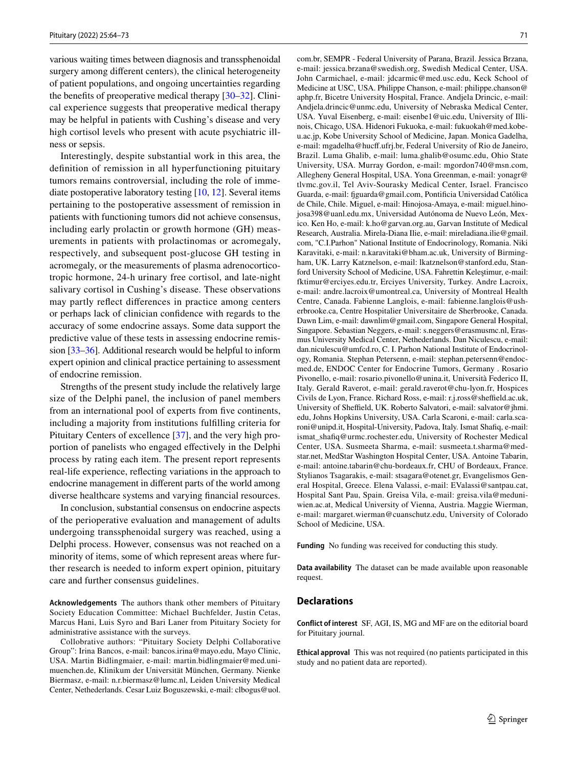various waiting times between diagnosis and transsphenoidal surgery among different centers), the clinical heterogeneity of patient populations, and ongoing uncertainties regarding the benefits of preoperative medical therapy [30–32]. Clinical experience suggests that preoperative medical therapy may be helpful in patients with Cushing's disease and very high cortisol levels who present with acute psychiatric illness or sepsis.

Interestingly, despite substantial work in this area, the definition of remission in all hyperfunctioning pituitary tumors remains controversial, including the role of immediate postoperative laboratory testing [10, 12]. Several items pertaining to the postoperative assessment of remission in patients with functioning tumors did not achieve consensus, including early prolactin or growth hormone (GH) measurements in patients with prolactinomas or acromegaly, respectively, and subsequent post-glucose GH testing in acromegaly, or the measurements of plasma adrenocorticotropic hormone, 24-h urinary free cortisol, and late-night salivary cortisol in Cushing's disease. These observations may partly reflect differences in practice among centers or perhaps lack of clinician confidence with regards to the accuracy of some endocrine assays. Some data support the predictive value of these tests in assessing endocrine remission [33–36]. Additional research would be helpful to inform expert opinion and clinical practice pertaining to assessment of endocrine remission.

Strengths of the present study include the relatively large size of the Delphi panel, the inclusion of panel members from an international pool of experts from five continents, including a majority from institutions fulfilling criteria for Pituitary Centers of excellence [37], and the very high proportion of panelists who engaged effectively in the Delphi process by rating each item. The present report represents real-life experience, reflecting variations in the approach to endocrine management in different parts of the world among diverse healthcare systems and varying financial resources.

In conclusion, substantial consensus on endocrine aspects of the perioperative evaluation and management of adults undergoing transsphenoidal surgery was reached, using a Delphi process. However, consensus was not reached on a minority of items, some of which represent areas where further research is needed to inform expert opinion, pituitary care and further consensus guidelines.

**Acknowledgements** The authors thank other members of Pituitary Society Education Committee: Michael Buchfelder, Justin Cetas, Marcus Hani, Luis Syro and Bari Laner from Pituitary Society for administrative assistance with the surveys.

Collobrative authors: "Pituitary Society Delphi Collaborative Group": Irina Bancos, e-mail: bancos.irina@mayo.edu, Mayo Clinic, USA. Martin Bidlingmaier, e-mail: martin.bidlingmaier@med.uni-muenchen.de, Klinikum der Universität München, Germany. Nienke Biermasz, e-mail: n.r.biermasz@lumc.nl, Leiden University Medical Center, Nethederlands. Cesar Luiz Boguszewski, e-mail: clbogus@uol.com.br, SEMPR - Federal University of Parana, Brazil. Jessica Brzana, e-mail: jessica.brzana@swedish.org, Swedish Medical Center, USA. John Carmichael, e-mail: jdcarmic@med.usc.edu, Keck School of Medicine at USC, USA. Philippe Chanson, e-mail: philippe.chanson@aphp.fr, Bicetre University Hospital, France. Andjela Drincic, e-mail: Andjela.drincic@unmc.edu, University of Nebraska Medical Center, USA. Yuval Eisenberg, e-mail: eisenbe1@uic.edu, University of Illinois, Chicago, USA. Hidenori Fukuoka, e-mail: fukuokah@med.kobe-u.ac.jp, Kobe University School of Medicine, Japan. Monica Gadelha, e-mail: mgadelha@hucff.ufrj.br, Federal University of Rio de Janeiro, Brazil. Luma Ghalib, e-mail: luma.ghalib@osumc.edu, Ohio State University, USA. Murray Gordon, e-mail: mgordon740@msn.com, Allegheny General Hospital, USA. Yona Greenman, e-mail: yonagr@tlvmc.gov.il, Tel Aviv-Sourasky Medical Center, Israel. Francisco Guarda, e-mail: fjguarda@gmail.com, Pontificia Universidad Católica de Chile, Chile. Miguel, e-mail: Hinojosa-Amaya, e-mail: miguel.hinojosa398@uanl.edu.mx, Universidad Autónoma de Nuevo León, Mexico. Ken Ho, e-mail: k.ho@garvan.org.au, Garvan Institute of Medical Research, Australia. Mirela-Diana Ilie, e-mail: mireladiana.ilie@gmail.com, "C.I.Parhon" National Institute of Endocrinology, Romania. Niki Karavitaki, e-mail: n.karavitaki@bham.ac.uk, University of Birmingham, UK. Larry Katznelson, e-mail: lkatznelson@stanford.edu, Stanford University School of Medicine, USA. Fahrettin Keleştimur, e-mail: fktimur@erciyes.edu.tr, Erciyes University, Turkey. Andre Lacroix, e-mail: andre.lacroix@umontreal.ca, University of Montreal Health Centre, Canada. Fabienne Langlois, e-mail: fabienne.langlois@usherbrooke.ca, Centre Hospitalier Universitaire de Sherbrooke, Canada. Dawn Lim, e-mail: dawnlim@gmail.com, Singapore General Hospital, Singapore. Sebastian Neggers, e-mail: s.neggers@erasmusmc.nl, Erasmus University Medical Center, Nethederlands. Dan Niculescu, e-mail: dan.niculescu@umfcd.ro, C. I. Parhon National Institute of Endocrinology, Romania. Stephan Petersenn, e-mail: stephan.petersenn@endoc-med.de, ENDOC Center for Endocrine Tumors, Germany . Rosario Pivonello, e-mail: rosario.pivonello@unina.it, Università Federico II, Italy. Gerald Raverot, e-mail: gerald.raverot@chu-lyon.fr, Hospices Civils de Lyon, France. Richard Ross, e-mail: r.j.ross@sheffield.ac.uk, University of Sheffield, UK. Roberto Salvatori, e-mail: salvator@jhmi.edu, Johns Hopkins University, USA. Carla Scaroni, e-mail: carla.scaroni@unipd.it, Hospital-University, Padova, Italy. Ismat Shafiq, e-mail: ismat_shafiq@urmc.rochester.edu, University of Rochester Medical Center, USA. Susmeeta Sharma, e-mail: susmeeta.t.sharma@medstar.net, MedStar Washington Hospital Center, USA. Antoine Tabarin, e-mail: antoine.tabarin@chu-bordeaux.fr, CHU of Bordeaux, France. Stylianos Tsagarakis, e-mail: stsagara@otenet.gr, Evangelismos General Hospital, Greece. Elena Valassi, e-mail: EValassi@santpau.cat, Hospital Sant Pau, Spain. Greisa Vila, e-mail: greisa.vila@meduniwien.ac.at, Medical University of Vienna, Austria. Maggie Wierman, e-mail: margaret.wierman@cuanschutz.edu, University of Colorado School of Medicine, USA.

**Funding** No funding was received for conducting this study.

**Data availability** The dataset can be made available upon reasonable request.

## Declarations

**Conflict of interest** SF, AGI, IS, MG and MF are on the editorial board for Pituitary journal.

**Ethical approval** This was not required (no patients participated in this study and no patient data are reported).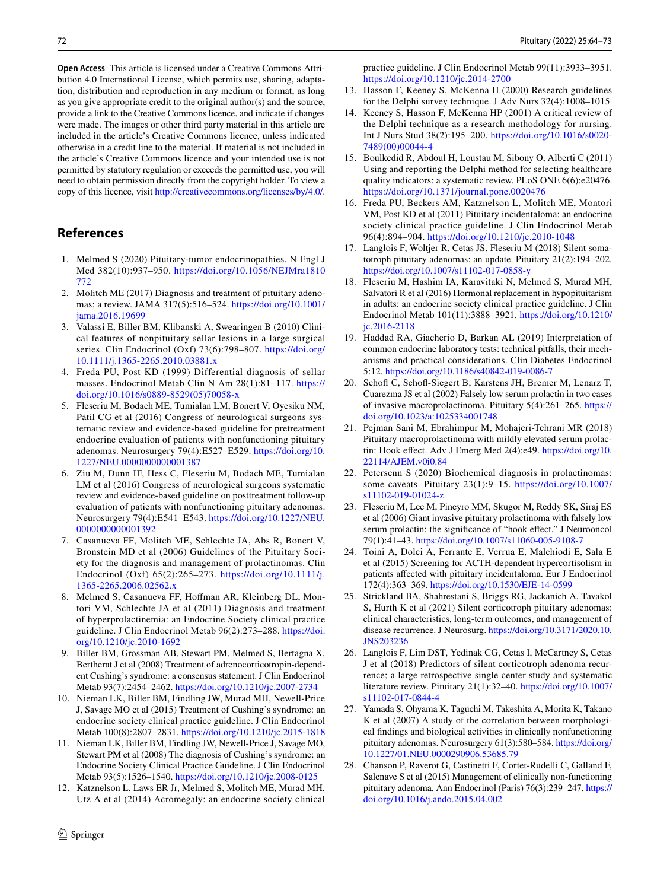**Open Access** This article is licensed under a Creative Commons Attribution 4.0 International License, which permits use, sharing, adaptation, distribution and reproduction in any medium or format, as long as you give appropriate credit to the original author(s) and the source, provide a link to the Creative Commons licence, and indicate if changes were made. The images or other third party material in this article are included in the article's Creative Commons licence, unless indicated otherwise in a credit line to the material. If material is not included in the article's Creative Commons licence and your intended use is not permitted by statutory regulation or exceeds the permitted use, you will need to obtain permission directly from the copyright holder. To view a copy of this licence, visit http://creativecommons.org/licenses/by/4.0/.

## References

1. Melmed S (2020) Pituitary-tumor endocrinopathies. N Engl J Med 382(10):937–950. https://doi.org/10.1056/NEJMra1810772
2. Molitch ME (2017) Diagnosis and treatment of pituitary adenomas: a review. JAMA 317(5):516–524. https://doi.org/10.1001/jama.2016.19699
3. Valassi E, Biller BM, Klibanski A, Swearingen B (2010) Clinical features of nonpituitary sellar lesions in a large surgical series. Clin Endocrinol (Oxf) 73(6):798–807. https://doi.org/10.1111/j.1365-2265.2010.03881.x
4. Freda PU, Post KD (1999) Differential diagnosis of sellar masses. Endocrinol Metab Clin N Am 28(1):81–117. https://doi.org/10.1016/s0889-8529(05)70058-x
5. Fleseriu M, Bodach ME, Tumialan LM, Bonert V, Oyesiku NM, Patil CG et al (2016) Congress of neurological surgeons systematic review and evidence-based guideline for pretreatment endocrine evaluation of patients with nonfunctioning pituitary adenomas. Neurosurgery 79(4):E527–E529. https://doi.org/10.1227/NEU.0000000000001387
6. Ziu M, Dunn IF, Hess C, Fleseriu M, Bodach ME, Tumialan LM et al (2016) Congress of neurological surgeons systematic review and evidence-based guideline on posttreatment follow-up evaluation of patients with nonfunctioning pituitary adenomas. Neurosurgery 79(4):E541–E543. https://doi.org/10.1227/NEU.0000000000001392
7. Casanueva FF, Molitch ME, Schlechte JA, Abs R, Bonert V, Bronstein MD et al (2006) Guidelines of the Pituitary Society for the diagnosis and management of prolactinomas. Clin Endocrinol (Oxf) 65(2):265–273. https://doi.org/10.1111/j.1365-2265.2006.02562.x
8. Melmed S, Casanueva FF, Hoffman AR, Kleinberg DL, Montori VM, Schlechte JA et al (2011) Diagnosis and treatment of hyperprolactinemia: an Endocrine Society clinical practice guideline. J Clin Endocrinol Metab 96(2):273–288. https://doi.org/10.1210/jc.2010-1692
9. Biller BM, Grossman AB, Stewart PM, Melmed S, Bertagna X, Bertherat J et al (2008) Treatment of adrenocorticotropin-dependent Cushing's syndrome: a consensus statement. J Clin Endocrinol Metab 93(7):2454–2462. https://doi.org/10.1210/jc.2007-2734
10. Nieman LK, Biller BM, Findling JW, Murad MH, Newell-Price J, Savage MO et al (2015) Treatment of Cushing's syndrome: an endocrine society clinical practice guideline. J Clin Endocrinol Metab 100(8):2807–2831. https://doi.org/10.1210/jc.2015-1818
11. Nieman LK, Biller BM, Findling JW, Newell-Price J, Savage MO, Stewart PM et al (2008) The diagnosis of Cushing's syndrome: an Endocrine Society Clinical Practice Guideline. J Clin Endocrinol Metab 93(5):1526–1540. https://doi.org/10.1210/jc.2008-0125
12. Katznelson L, Laws ER Jr, Melmed S, Molitch ME, Murad MH, Utz A et al (2014) Acromegaly: an endocrine society clinical practice guideline. J Clin Endocrinol Metab 99(11):3933–3951. https://doi.org/10.1210/jc.2014-2700
13. Hasson F, Keeney S, McKenna H (2000) Research guidelines for the Delphi survey technique. J Adv Nurs 32(4):1008–1015
14. Keeney S, Hasson F, McKenna HP (2001) A critical review of the Delphi technique as a research methodology for nursing. Int J Nurs Stud 38(2):195–200. https://doi.org/10.1016/s0020-7489(00)00044-4
15. Boulkedid R, Abdoul H, Loustau M, Sibony O, Alberti C (2011) Using and reporting the Delphi method for selecting healthcare quality indicators: a systematic review. PLoS ONE 6(6):e20476. https://doi.org/10.1371/journal.pone.0020476
16. Freda PU, Beckers AM, Katznelson L, Molitch ME, Montori VM, Post KD et al (2011) Pituitary incidentaloma: an endocrine society clinical practice guideline. J Clin Endocrinol Metab 96(4):894–904. https://doi.org/10.1210/jc.2010-1048
17. Langlois F, Woltjer R, Cetas JS, Fleseriu M (2018) Silent somatotroph pituitary adenomas: an update. Pituitary 21(2):194–202. https://doi.org/10.1007/s11102-017-0858-y
18. Fleseriu M, Hashim IA, Karavitaki N, Melmed S, Murad MH, Salvatori R et al (2016) Hormonal replacement in hypopituitarism in adults: an endocrine society clinical practice guideline. J Clin Endocrinol Metab 101(11):3888–3921. https://doi.org/10.1210/jc.2016-2118
19. Haddad RA, Giacherio D, Barkan AL (2019) Interpretation of common endocrine laboratory tests: technical pitfalls, their mechanisms and practical considerations. Clin Diabetes Endocrinol 5:12. https://doi.org/10.1186/s40842-019-0086-7
20. Schofl C, Schofl-Siegert B, Karstens JH, Bremer M, Lenarz T, Cuarezma JS et al (2002) Falsely low serum prolactin in two cases of invasive macroprolactinoma. Pituitary 5(4):261–265. https://doi.org/10.1023/a:1025334001748
21. Pejman Sani M, Ebrahimpur M, Mohajeri-Tehrani MR (2018) Pituitary macroprolactinoma with mildly elevated serum prolactin: Hook effect. Adv J Emerg Med 2(4):e49. https://doi.org/10.22114/AJEM.v0i0.84
22. Petersenn S (2020) Biochemical diagnosis in prolactinomas: some caveats. Pituitary 23(1):9–15. https://doi.org/10.1007/s11102-019-01024-z
23. Fleseriu M, Lee M, Pineyro MM, Skugor M, Reddy SK, Siraj ES et al (2006) Giant invasive pituitary prolactinoma with falsely low serum prolactin: the significance of "hook effect." J Neurooncol 79(1):41–43. https://doi.org/10.1007/s11060-005-9108-7
24. Toini A, Dolci A, Ferrante E, Verrua E, Malchiodi E, Sala E et al (2015) Screening for ACTH-dependent hypercortisolism in patients affected with pituitary incidentaloma. Eur J Endocrinol 172(4):363–369. https://doi.org/10.1530/EJE-14-0599
25. Strickland BA, Shahrestani S, Briggs RG, Jackanich A, Tavakol S, Hurth K et al (2021) Silent corticotroph pituitary adenomas: clinical characteristics, long-term outcomes, and management of disease recurrence. J Neurosurg. https://doi.org/10.3171/2020.10.JNS203236
26. Langlois F, Lim DST, Yedinak CG, Cetas I, McCartney S, Cetas J et al (2018) Predictors of silent corticotroph adenoma recurrence; a large retrospective single center study and systematic literature review. Pituitary 21(1):32–40. https://doi.org/10.1007/s11102-017-0844-4
27. Yamada S, Ohyama K, Taguchi M, Takeshita A, Morita K, Takano K et al (2007) A study of the correlation between morphological findings and biological activities in clinically nonfunctioning pituitary adenomas. Neurosurgery 61(3):580–584. https://doi.org/10.1227/01.NEU.0000290906.53685.79
28. Chanson P, Raverot G, Castinetti F, Cortet-Rudelli C, Galland F, Salenave S et al (2015) Management of clinically non-functioning pituitary adenoma. Ann Endocrinol (Paris) 76(3):239–247. https://doi.org/10.1016/j.ando.2015.04.002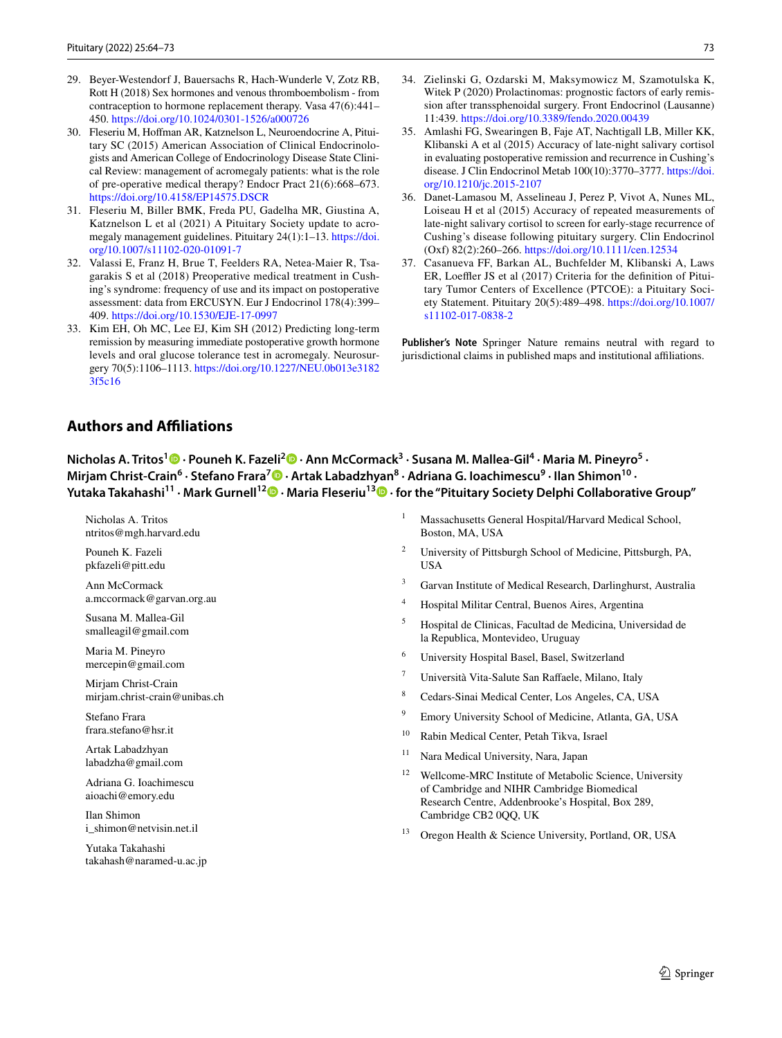29. Beyer-Westendorf J, Bauersachs R, Hach-Wunderle V, Zotz RB, Rott H (2018) Sex hormones and venous thromboembolism - from contraception to hormone replacement therapy. Vasa 47(6):441–450. https://doi.org/10.1024/0301-1526/a000726
30. Fleseriu M, Hoffman AR, Katznelson L, Neuroendocrine A, Pituitary SC (2015) American Association of Clinical Endocrinologists and American College of Endocrinology Disease State Clinical Review: management of acromegaly patients: what is the role of pre-operative medical therapy? Endocr Pract 21(6):668–673. https://doi.org/10.4158/EP14575.DSCR
31. Fleseriu M, Biller BMK, Freda PU, Gadelha MR, Giustina A, Katznelson L et al (2021) A Pituitary Society update to acromegaly management guidelines. Pituitary 24(1):1–13. https://doi.org/10.1007/s11102-020-01091-7
32. Valassi E, Franz H, Brue T, Feelders RA, Netea-Maier R, Tsagarakis S et al (2018) Preoperative medical treatment in Cushing's syndrome: frequency of use and its impact on postoperative assessment: data from ERCUSYN. Eur J Endocrinol 178(4):399–409. https://doi.org/10.1530/EJE-17-0997
33. Kim EH, Oh MC, Lee EJ, Kim SH (2012) Predicting long-term remission by measuring immediate postoperative growth hormone levels and oral glucose tolerance test in acromegaly. Neurosurgery 70(5):1106–1113. https://doi.org/10.1227/NEU.0b013e31823f5c16
34. Zielinski G, Ozdarski M, Maksymowicz M, Szamotulska K, Witek P (2020) Prolactinomas: prognostic factors of early remission after transsphenoidal surgery. Front Endocrinol (Lausanne) 11:439. https://doi.org/10.3389/fendo.2020.00439
35. Amlashi FG, Swearingen B, Faje AT, Nachtigall LB, Miller KK, Klibanski A et al (2015) Accuracy of late-night salivary cortisol in evaluating postoperative remission and recurrence in Cushing's disease. J Clin Endocrinol Metab 100(10):3770–3777. https://doi.org/10.1210/jc.2015-2107
36. Danet-Lamasou M, Asselineau J, Perez P, Vivot A, Nunes ML, Loiseau H et al (2015) Accuracy of repeated measurements of late-night salivary cortisol to screen for early-stage recurrence of Cushing's disease following pituitary surgery. Clin Endocrinol (Oxf) 82(2):260–266. https://doi.org/10.1111/cen.12534
37. Casanueva FF, Barkan AL, Buchfelder M, Klibanski A, Laws ER, Loeffler JS et al (2017) Criteria for the definition of Pituitary Tumor Centers of Excellence (PTCOE): a Pituitary Society Statement. Pituitary 20(5):489–498. https://doi.org/10.1007/s11102-017-0838-2

**Publisher's Note** Springer Nature remains neutral with regard to jurisdictional claims in published maps and institutional affiliations.

## Authors and Affiliations

**Nicholas A. Tritos[1] · Pouneh K. Fazeli[2] · Ann McCormack[3] · Susana M. Mallea-Gil[4] · Maria M. Pineyro[5] · Mirjam Christ-Crain[6] · Stefano Frara[7] · Artak Labadzhyan[8] · Adriana G. Ioachimescu[9] · Ilan Shimon[10] · Yutaka Takahashi[11] · Mark Gurnell[12] · Maria Fleseriu[13] · for the "Pituitary Society Delphi Collaborative Group"**

Nicholas A. Tritos
ntritos@mgh.harvard.edu

Pouneh K. Fazeli
pkfazeli@pitt.edu

Ann McCormack
a.mccormack@garvan.org.au

Susana M. Mallea-Gil
smalleagil@gmail.com

Maria M. Pineyro
mercepin@gmail.com

Mirjam Christ-Crain
mirjam.christ-crain@unibas.ch

Stefano Frara
frara.stefano@hsr.it

Artak Labadzhyan
labadzha@gmail.com

Adriana G. Ioachimescu
aioachi@emory.edu

Ilan Shimon
i_shimon@netvisin.net.il

Yutaka Takahashi
takahash@naramed-u.ac.jp

[1] Massachusetts General Hospital/Harvard Medical School, Boston, MA, USA

[2] University of Pittsburgh School of Medicine, Pittsburgh, PA, USA

[3] Garvan Institute of Medical Research, Darlinghurst, Australia

[4] Hospital Militar Central, Buenos Aires, Argentina

[5] Hospital de Clinicas, Facultad de Medicina, Universidad de la Republica, Montevideo, Uruguay

[6] University Hospital Basel, Basel, Switzerland

[7] Università Vita-Salute San Raffaele, Milano, Italy

[8] Cedars-Sinai Medical Center, Los Angeles, CA, USA

[9] Emory University School of Medicine, Atlanta, GA, USA

[10] Rabin Medical Center, Petah Tikva, Israel

[11] Nara Medical University, Nara, Japan

[12] Wellcome-MRC Institute of Metabolic Science, University of Cambridge and NIHR Cambridge Biomedical Research Centre, Addenbrooke's Hospital, Box 289, Cambridge CB2 0QQ, UK

[13] Oregon Health & Science University, Portland, OR, USA